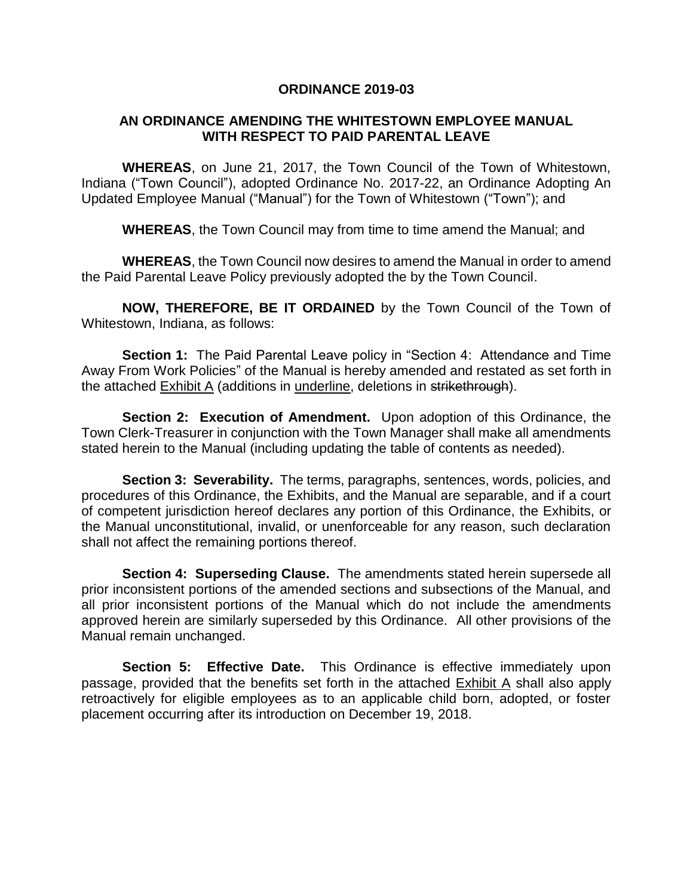# ORDINANCE 2019-03

## AN ORDINANCE AMENDING THE WHITESTOWN EMPLOYEE MANUAL WITH RESPECT TO PAID PARENTAL LEAVE

**WHEREAS**, on June 21, 2017, the Town Council of the Town of Whitestown, Indiana ("Town Council"), adopted Ordinance No. 2017-22, an Ordinance Adopting An Updated Employee Manual ("Manual") for the Town of Whitestown ("Town"); and

**WHEREAS**, the Town Council may from time to time amend the Manual; and

**WHEREAS**, the Town Council now desires to amend the Manual in order to amend the Paid Parental Leave Policy previously adopted the by the Town Council.

**NOW, THEREFORE, BE IT ORDAINED** by the Town Council of the Town of Whitestown, Indiana, as follows:

**Section 1:** The Paid Parental Leave policy in "Section 4: Attendance and Time Away From Work Policies" of the Manual is hereby amended and restated as set forth in the attached <u>Exhibit A</u> (additions in <u>underline</u>, deletions in ~~strikethrough~~).

**Section 2: Execution of Amendment.** Upon adoption of this Ordinance, the Town Clerk-Treasurer in conjunction with the Town Manager shall make all amendments stated herein to the Manual (including updating the table of contents as needed).

**Section 3: Severability.** The terms, paragraphs, sentences, words, policies, and procedures of this Ordinance, the Exhibits, and the Manual are separable, and if a court of competent jurisdiction hereof declares any portion of this Ordinance, the Exhibits, or the Manual unconstitutional, invalid, or unenforceable for any reason, such declaration shall not affect the remaining portions thereof.

**Section 4: Superseding Clause.** The amendments stated herein supersede all prior inconsistent portions of the amended sections and subsections of the Manual, and all prior inconsistent portions of the Manual which do not include the amendments approved herein are similarly superseded by this Ordinance. All other provisions of the Manual remain unchanged.

**Section 5: Effective Date.** This Ordinance is effective immediately upon passage, provided that the benefits set forth in the attached <u>Exhibit A</u> shall also apply retroactively for eligible employees as to an applicable child born, adopted, or foster placement occurring after its introduction on December 19, 2018.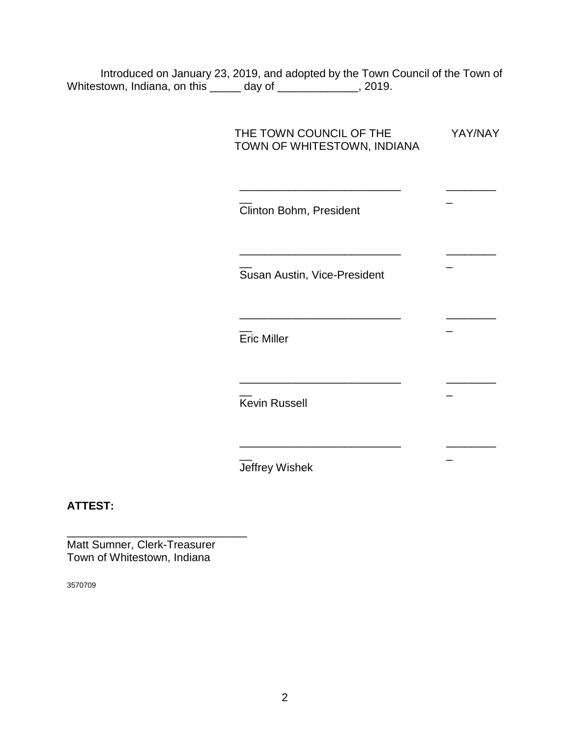Introduced on January 23, 2019, and adopted by the Town Council of the Town of Whitestown, Indiana, on this _____ day of _____________, 2019.

THE TOWN COUNCIL OF THE TOWN OF WHITESTOWN, INDIANA — YAY/NAY

____________________________ _________
Clinton Bohm, President

____________________________ _________
Susan Austin, Vice-President

____________________________ _________
Eric Miller

____________________________ _________
Kevin Russell

____________________________ _________
Jeffrey Wishek

**ATTEST:**

_____________________________
Matt Sumner, Clerk-Treasurer
Town of Whitestown, Indiana

3570709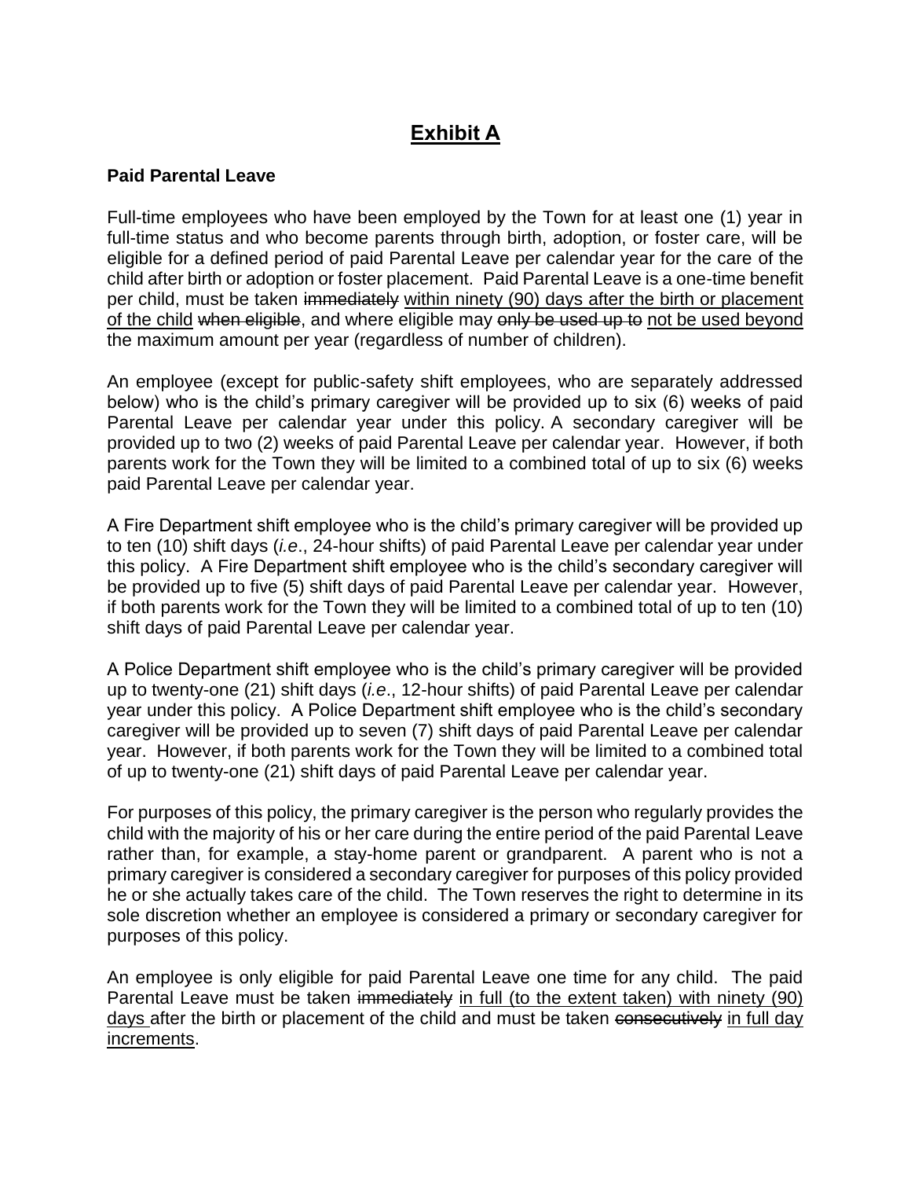# <u>Exhibit A</u>

**Paid Parental Leave**

Full-time employees who have been employed by the Town for at least one (1) year in full-time status and who become parents through birth, adoption, or foster care, will be eligible for a defined period of paid Parental Leave per calendar year for the care of the child after birth or adoption or foster placement. Paid Parental Leave is a one-time benefit per child, must be taken ~~immediately~~ <u>within ninety (90) days after the birth or placement of the child</u> ~~when eligible~~, and where eligible may ~~only be used up to~~ <u>not be used beyond</u> the maximum amount per year (regardless of number of children).

An employee (except for public-safety shift employees, who are separately addressed below) who is the child's primary caregiver will be provided up to six (6) weeks of paid Parental Leave per calendar year under this policy. A secondary caregiver will be provided up to two (2) weeks of paid Parental Leave per calendar year. However, if both parents work for the Town they will be limited to a combined total of up to six (6) weeks paid Parental Leave per calendar year.

A Fire Department shift employee who is the child's primary caregiver will be provided up to ten (10) shift days (*i.e*., 24-hour shifts) of paid Parental Leave per calendar year under this policy. A Fire Department shift employee who is the child's secondary caregiver will be provided up to five (5) shift days of paid Parental Leave per calendar year. However, if both parents work for the Town they will be limited to a combined total of up to ten (10) shift days of paid Parental Leave per calendar year.

A Police Department shift employee who is the child's primary caregiver will be provided up to twenty-one (21) shift days (*i.e*., 12-hour shifts) of paid Parental Leave per calendar year under this policy. A Police Department shift employee who is the child's secondary caregiver will be provided up to seven (7) shift days of paid Parental Leave per calendar year. However, if both parents work for the Town they will be limited to a combined total of up to twenty-one (21) shift days of paid Parental Leave per calendar year.

For purposes of this policy, the primary caregiver is the person who regularly provides the child with the majority of his or her care during the entire period of the paid Parental Leave rather than, for example, a stay-home parent or grandparent. A parent who is not a primary caregiver is considered a secondary caregiver for purposes of this policy provided he or she actually takes care of the child. The Town reserves the right to determine in its sole discretion whether an employee is considered a primary or secondary caregiver for purposes of this policy.

An employee is only eligible for paid Parental Leave one time for any child. The paid Parental Leave must be taken ~~immediately~~ <u>in full (to the extent taken) with ninety (90) days</u> after the birth or placement of the child and must be taken ~~consecutively~~ <u>in full day increments</u>.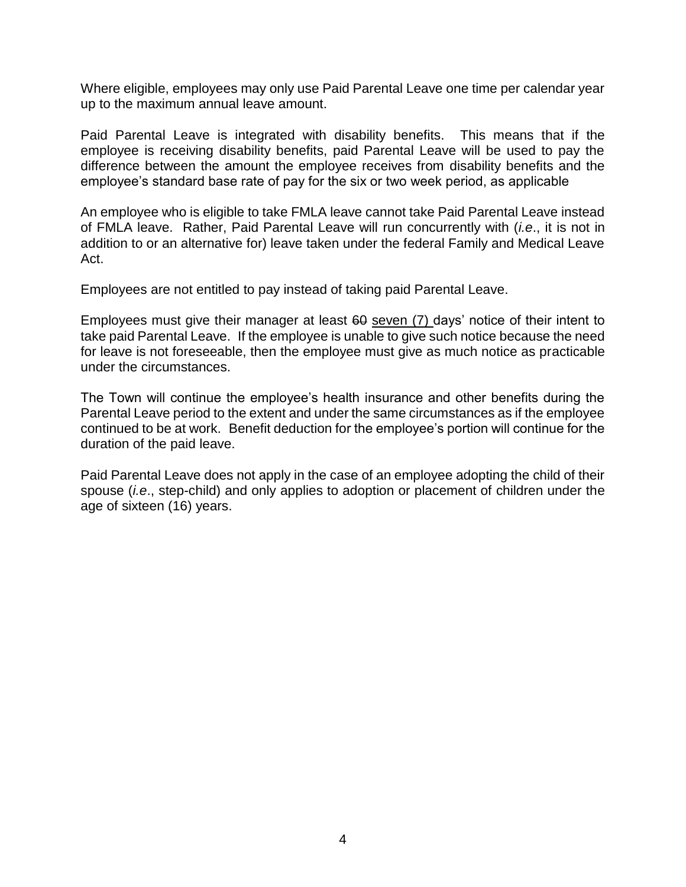Where eligible, employees may only use Paid Parental Leave one time per calendar year up to the maximum annual leave amount.

Paid Parental Leave is integrated with disability benefits. This means that if the employee is receiving disability benefits, paid Parental Leave will be used to pay the difference between the amount the employee receives from disability benefits and the employee's standard base rate of pay for the six or two week period, as applicable

An employee who is eligible to take FMLA leave cannot take Paid Parental Leave instead of FMLA leave. Rather, Paid Parental Leave will run concurrently with (*i.e*., it is not in addition to or an alternative for) leave taken under the federal Family and Medical Leave Act.

Employees are not entitled to pay instead of taking paid Parental Leave.

Employees must give their manager at least ~~60~~ <u>seven (7)</u> days' notice of their intent to take paid Parental Leave. If the employee is unable to give such notice because the need for leave is not foreseeable, then the employee must give as much notice as practicable under the circumstances.

The Town will continue the employee's health insurance and other benefits during the Parental Leave period to the extent and under the same circumstances as if the employee continued to be at work. Benefit deduction for the employee's portion will continue for the duration of the paid leave.

Paid Parental Leave does not apply in the case of an employee adopting the child of their spouse (*i.e*., step-child) and only applies to adoption or placement of children under the age of sixteen (16) years.